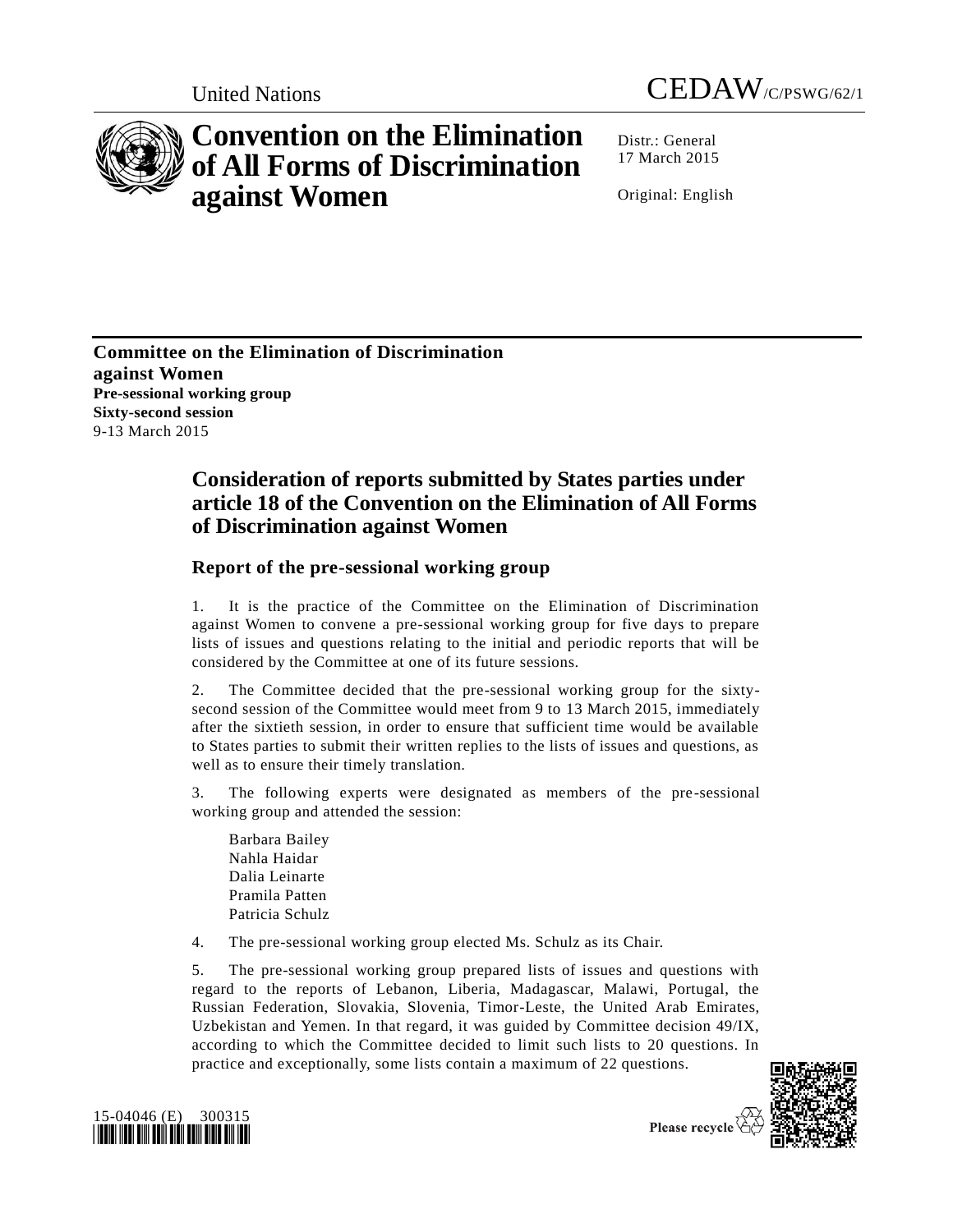United Nations CEDAW/C/PSWG/62/1

# Convention on the Elimination of All Forms of Discrimination against Women

Distr.: General
17 March 2015

Original: English

**Committee on the Elimination of Discrimination against Women**
**Pre-sessional working group**
**Sixty-second session**
9-13 March 2015

## Consideration of reports submitted by States parties under article 18 of the Convention on the Elimination of All Forms of Discrimination against Women

### Report of the pre-sessional working group

1. It is the practice of the Committee on the Elimination of Discrimination against Women to convene a pre-sessional working group for five days to prepare lists of issues and questions relating to the initial and periodic reports that will be considered by the Committee at one of its future sessions.

2. The Committee decided that the pre-sessional working group for the sixty-second session of the Committee would meet from 9 to 13 March 2015, immediately after the sixtieth session, in order to ensure that sufficient time would be available to States parties to submit their written replies to the lists of issues and questions, as well as to ensure their timely translation.

3. The following experts were designated as members of the pre-sessional working group and attended the session:

Barbara Bailey
Nahla Haidar
Dalia Leinarte
Pramila Patten
Patricia Schulz

4. The pre-sessional working group elected Ms. Schulz as its Chair.

5. The pre-sessional working group prepared lists of issues and questions with regard to the reports of Lebanon, Liberia, Madagascar, Malawi, Portugal, the Russian Federation, Slovakia, Slovenia, Timor-Leste, the United Arab Emirates, Uzbekistan and Yemen. In that regard, it was guided by Committee decision 49/IX, according to which the Committee decided to limit such lists to 20 questions. In practice and exceptionally, some lists contain a maximum of 22 questions.

15-04046 (E) 300315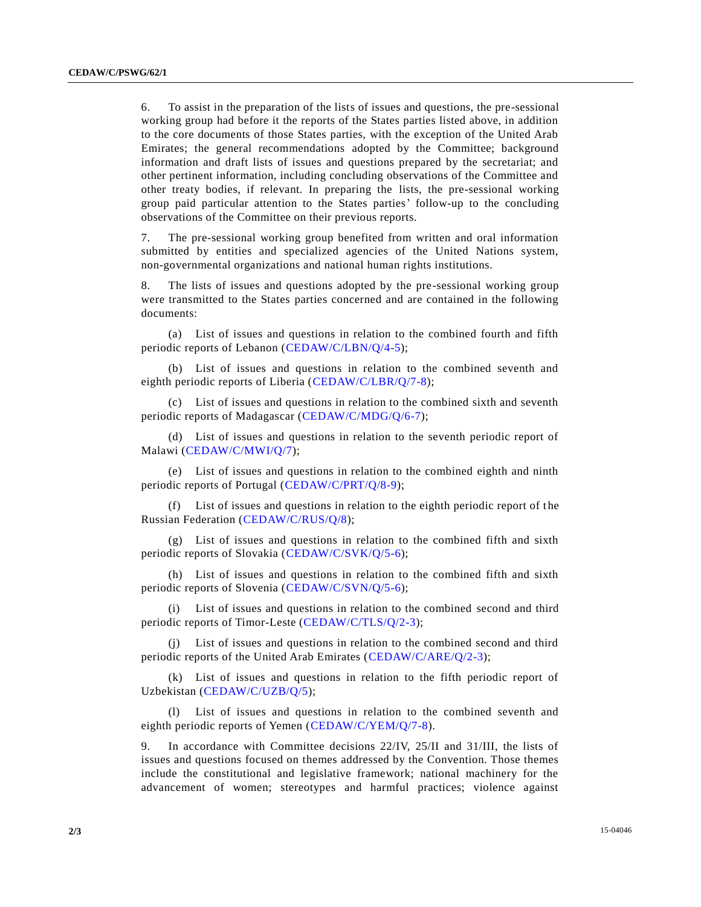6. To assist in the preparation of the lists of issues and questions, the pre-sessional working group had before it the reports of the States parties listed above, in addition to the core documents of those States parties, with the exception of the United Arab Emirates; the general recommendations adopted by the Committee; background information and draft lists of issues and questions prepared by the secretariat; and other pertinent information, including concluding observations of the Committee and other treaty bodies, if relevant. In preparing the lists, the pre-sessional working group paid particular attention to the States parties' follow-up to the concluding observations of the Committee on their previous reports.

7. The pre-sessional working group benefited from written and oral information submitted by entities and specialized agencies of the United Nations system, non-governmental organizations and national human rights institutions.

8. The lists of issues and questions adopted by the pre-sessional working group were transmitted to the States parties concerned and are contained in the following documents:

(a) List of issues and questions in relation to the combined fourth and fifth periodic reports of Lebanon (CEDAW/C/LBN/Q/4-5);

(b) List of issues and questions in relation to the combined seventh and eighth periodic reports of Liberia (CEDAW/C/LBR/Q/7-8);

(c) List of issues and questions in relation to the combined sixth and seventh periodic reports of Madagascar (CEDAW/C/MDG/Q/6-7);

(d) List of issues and questions in relation to the seventh periodic report of Malawi (CEDAW/C/MWI/Q/7);

(e) List of issues and questions in relation to the combined eighth and ninth periodic reports of Portugal (CEDAW/C/PRT/Q/8-9);

(f) List of issues and questions in relation to the eighth periodic report of the Russian Federation (CEDAW/C/RUS/Q/8);

(g) List of issues and questions in relation to the combined fifth and sixth periodic reports of Slovakia (CEDAW/C/SVK/Q/5-6);

(h) List of issues and questions in relation to the combined fifth and sixth periodic reports of Slovenia (CEDAW/C/SVN/Q/5-6);

(i) List of issues and questions in relation to the combined second and third periodic reports of Timor-Leste (CEDAW/C/TLS/Q/2-3);

(j) List of issues and questions in relation to the combined second and third periodic reports of the United Arab Emirates (CEDAW/C/ARE/Q/2-3);

(k) List of issues and questions in relation to the fifth periodic report of Uzbekistan (CEDAW/C/UZB/Q/5);

(l) List of issues and questions in relation to the combined seventh and eighth periodic reports of Yemen (CEDAW/C/YEM/Q/7-8).

9. In accordance with Committee decisions 22/IV, 25/II and 31/III, the lists of issues and questions focused on themes addressed by the Convention. Those themes include the constitutional and legislative framework; national machinery for the advancement of women; stereotypes and harmful practices; violence against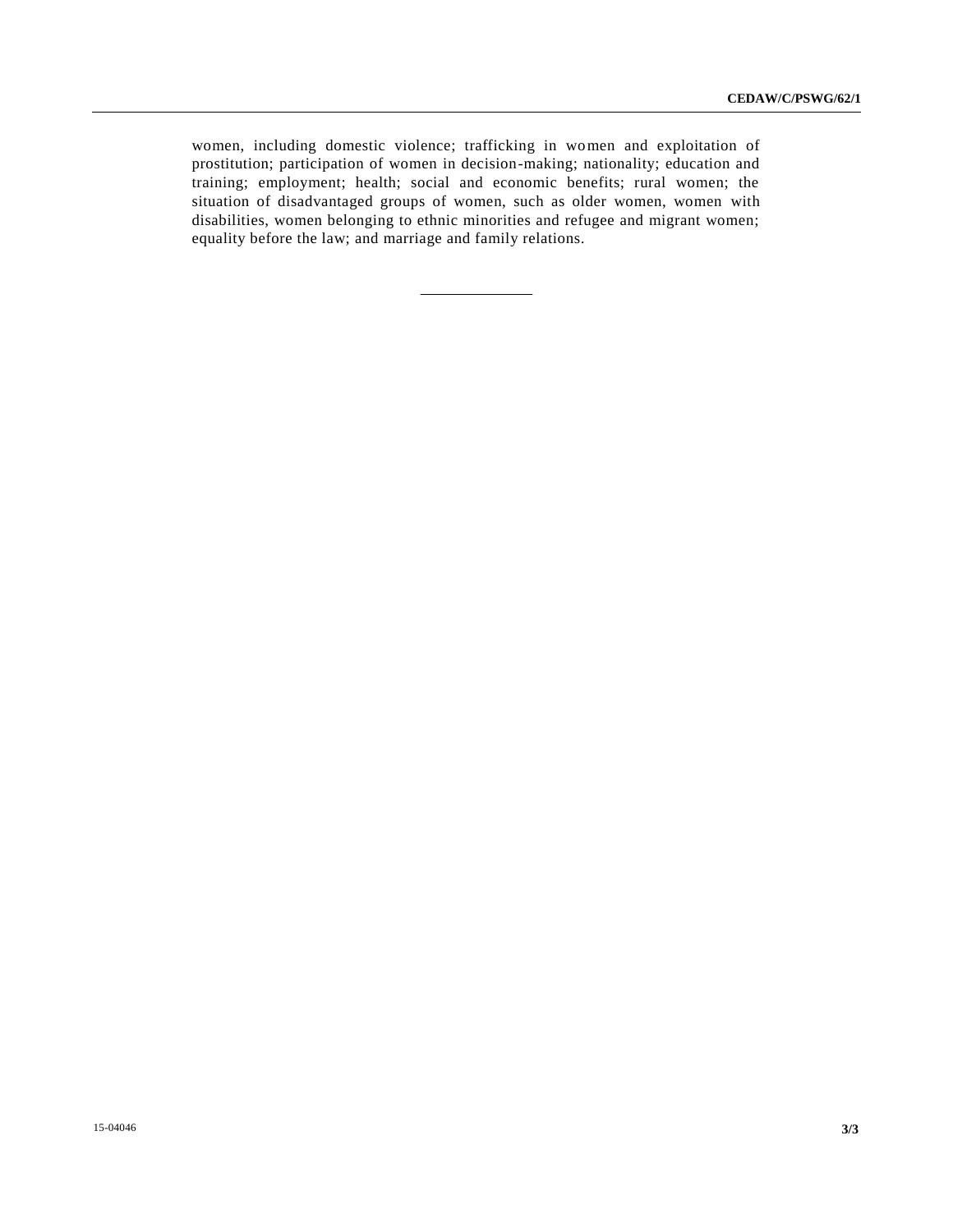women, including domestic violence; trafficking in women and exploitation of prostitution; participation of women in decision-making; nationality; education and training; employment; health; social and economic benefits; rural women; the situation of disadvantaged groups of women, such as older women, women with disabilities, women belonging to ethnic minorities and refugee and migrant women; equality before the law; and marriage and family relations.